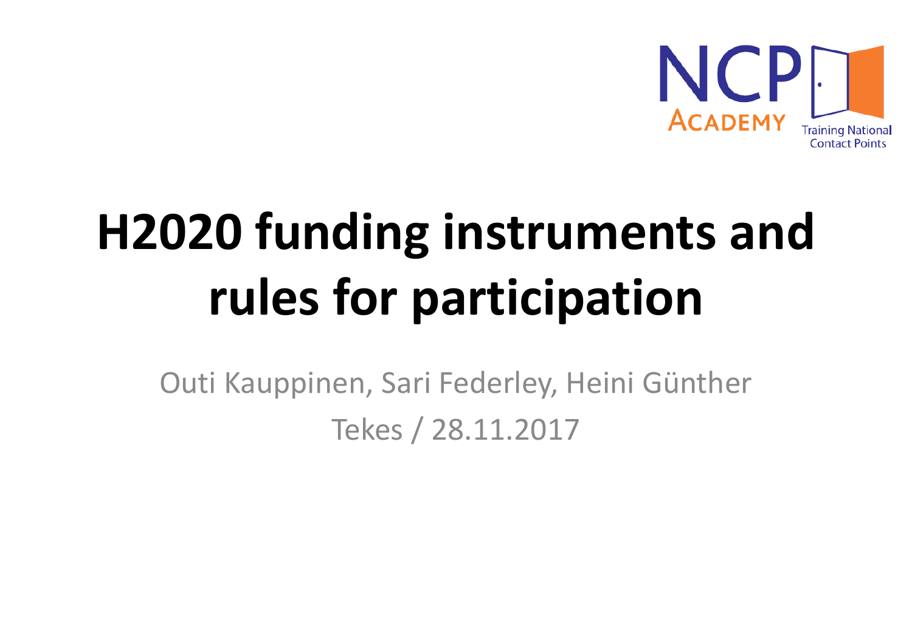NCP ACADEMY Training National Contact Points

# H2020 funding instruments and rules for participation

Outi Kauppinen, Sari Federley, Heini Günther

Tekes / 28.11.2017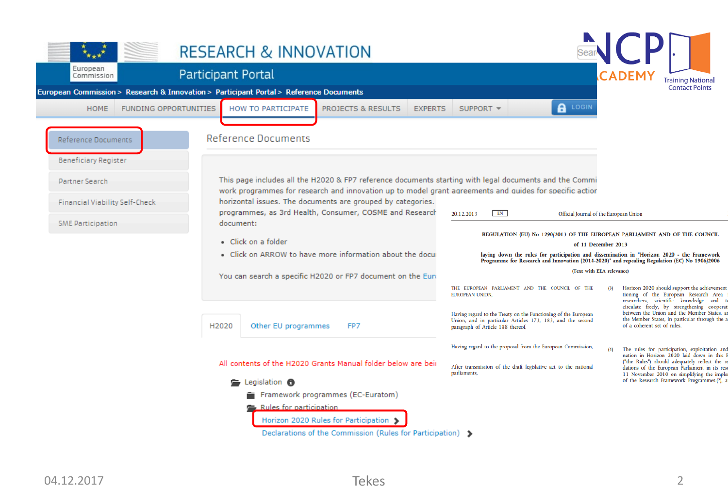# RESEARCH & INNOVATION

## Participant Portal

European Commission > Research & Innovation > Participant Portal > Reference Documents

HOME | FUNDING OPPORTUNITIES | HOW TO PARTICIPATE | PROJECTS & RESULTS | EXPERTS | SUPPORT | LOGIN

- Reference Documents
- Beneficiary Register
- Partner Search
- Financial Viability Self-Check
- SME Participation

### Reference Documents

This page includes all the H2020 & FP7 reference documents starting with legal documents and the Commi work programmes for research and innovation up to model grant agreements and guides for specific action horizontal issues. The documents are grouped by categories. programmes, as 3rd Health, Consumer, COSME and Research document:

- Click on a folder
- Click on ARROW to have more information about the docu

You can search a specific H2020 or FP7 document on the Eur

H2020 | Other EU programmes | FP7

All contents of the H2020 Grants Manual folder below are bei

- Legislation
  - Framework programmes (EC-Euratom)
  - Rules for participation
    - Horizon 2020 Rules for Participation
    - Declarations of the Commission (Rules for Participation)

20.12.2013 EN Official Journal of the European Union

**REGULATION (EU) No 1290/2013 OF THE EUROPEAN PARLIAMENT AND OF THE COUNCIL**

**of 11 December 2013**

**laying down the rules for participation and dissemination in "Horizon 2020 - the Framework Programme for Research and Innovation (2014-2020)" and repealing Regulation (EC) No 1906/2006**

(Text with EEA relevance)

THE EUROPEAN PARLIAMENT AND THE COUNCIL OF THE EUROPEAN UNION,

Having regard to the Treaty on the Functioning of the European Union, and in particular Articles 173, 183, and the second paragraph of Article 188 thereof,

Having regard to the proposal from the European Commission,

After transmission of the draft legislative act to the national parliaments,

(3) Horizon 2020 should support the achievement tioning of the European Research Area researchers, scientific knowledge and t circulate freely, by strengthening cooperat between the Union and the Member States, ar the Member States, in particular through the a of a coherent set of rules.

(4) The rules for participation, exploitation and nation in Horizon 2020 laid down in this R ("the Rules") should adequately reflect the re dations of the European Parliament in its res 11 November 2010 on simplifying the imple of the Research Framework Programmes (¹), a

NCP ACADEMY — Training National Contact Points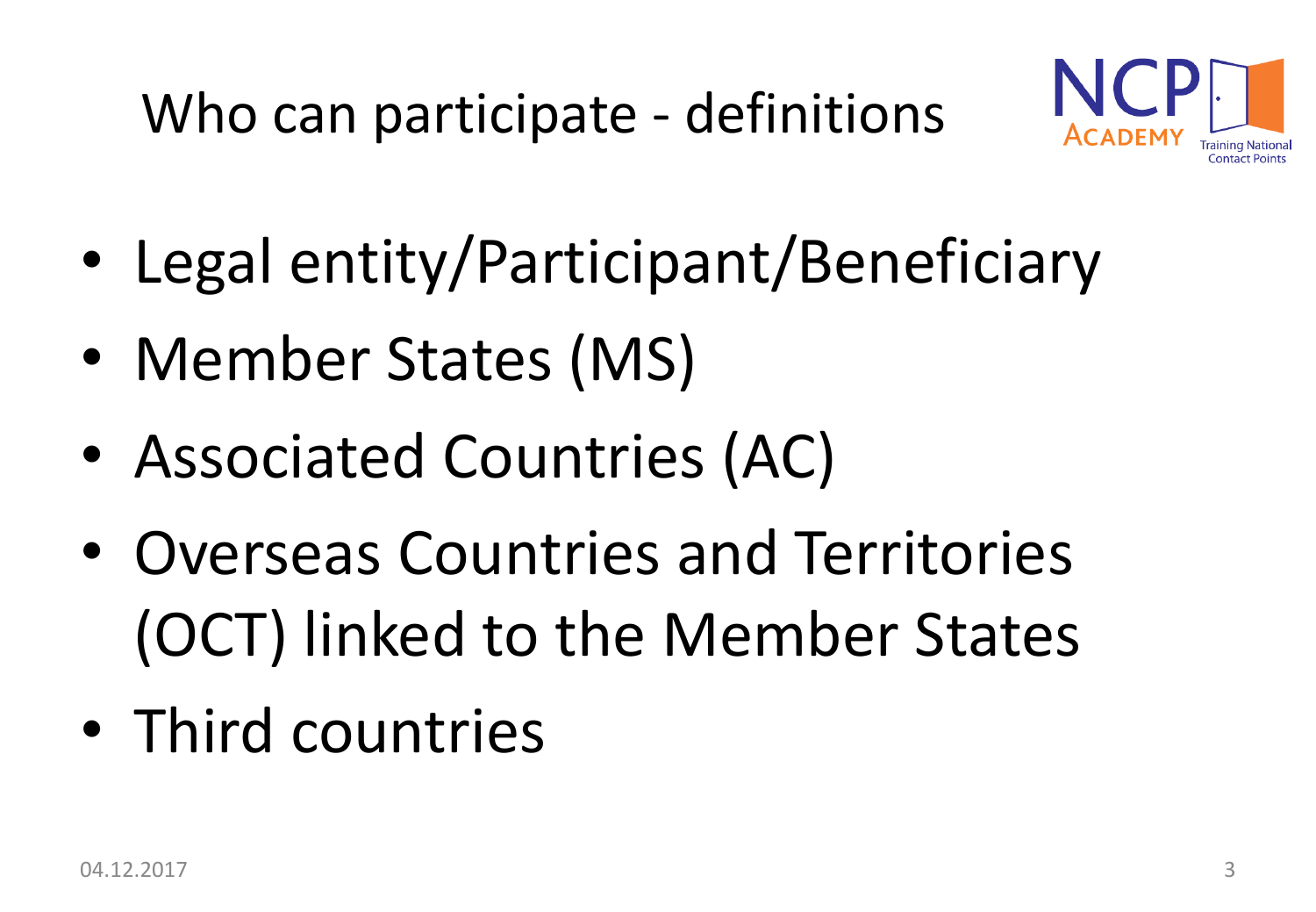# Who can participate - definitions

- Legal entity/Participant/Beneficiary
- Member States (MS)
- Associated Countries (AC)
- Overseas Countries and Territories (OCT) linked to the Member States
- Third countries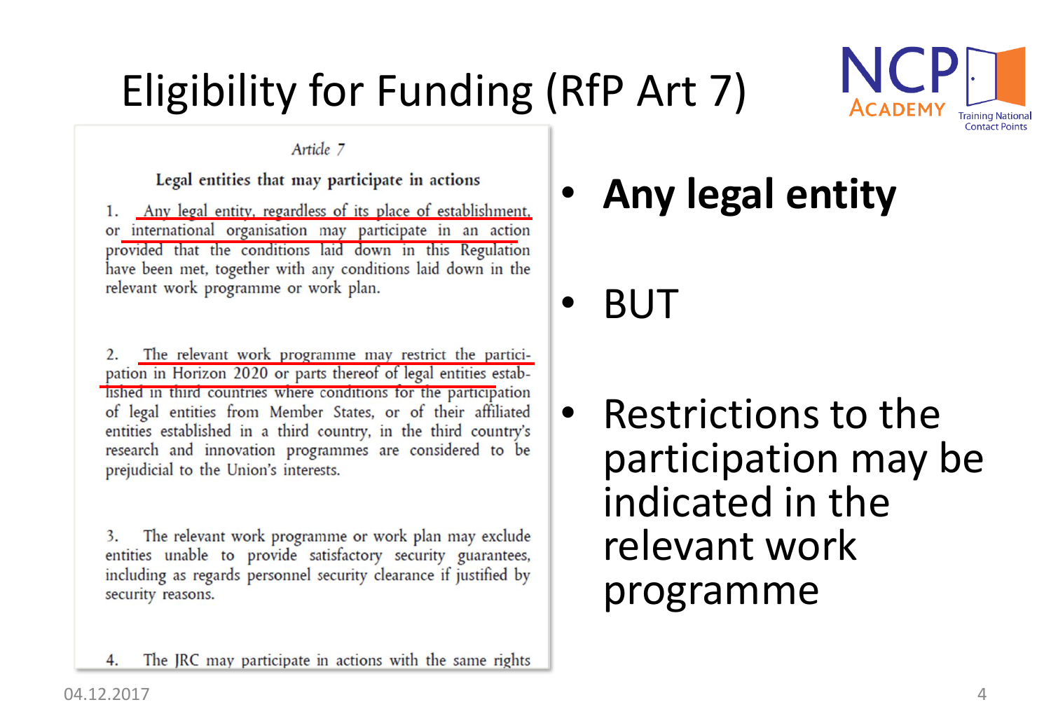# Eligibility for Funding (RfP Art 7)

*Article 7*

**Legal entities that may participate in actions**

1. Any legal entity, regardless of its place of establishment, or international organisation may participate in an action provided that the conditions laid down in this Regulation have been met, together with any conditions laid down in the relevant work programme or work plan.

2. The relevant work programme may restrict the participation in Horizon 2020 or parts thereof of legal entities established in third countries where conditions for the participation of legal entities from Member States, or of their affiliated entities established in a third country, in the third country's research and innovation programmes are considered to be prejudicial to the Union's interests.

3. The relevant work programme or work plan may exclude entities unable to provide satisfactory security guarantees, including as regards personnel security clearance if justified by security reasons.

4. The JRC may participate in actions with the same rights

- **Any legal entity**
- BUT
- Restrictions to the participation may be indicated in the relevant work programme

04.12.2017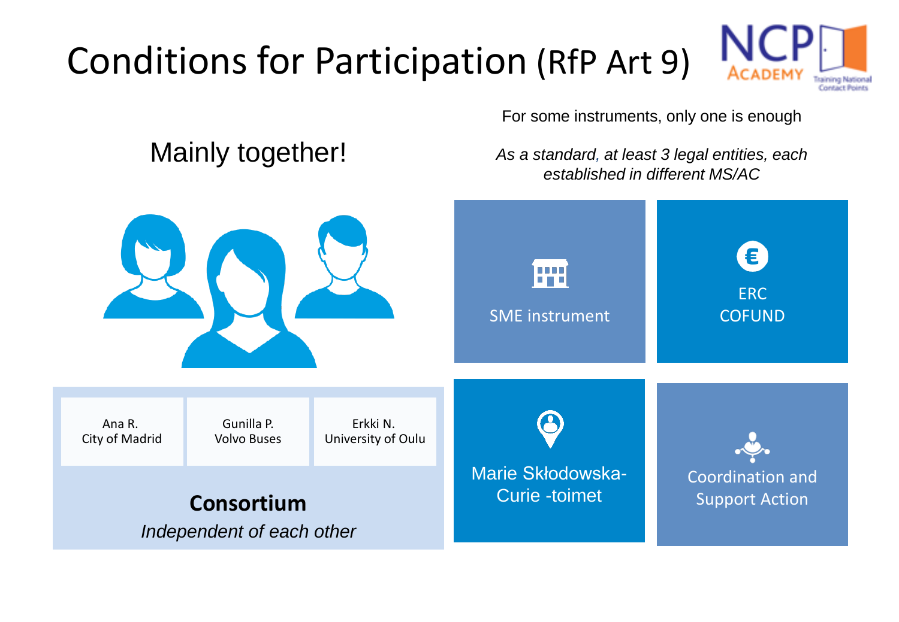# Conditions for Participation (RfP Art 9)

## Mainly together!

| Ana R. | Gunilla P. | Erkki N. |
| --- | --- | --- |
| City of Madrid | Volvo Buses | University of Oulu |

**Consortium**

*Independent of each other*

For some instruments, only one is enough

*As a standard, at least 3 legal entities, each established in different MS/AC*

- SME instrument
- ERC COFUND
- Marie Skłodowska-Curie -toimet
- Coordination and Support Action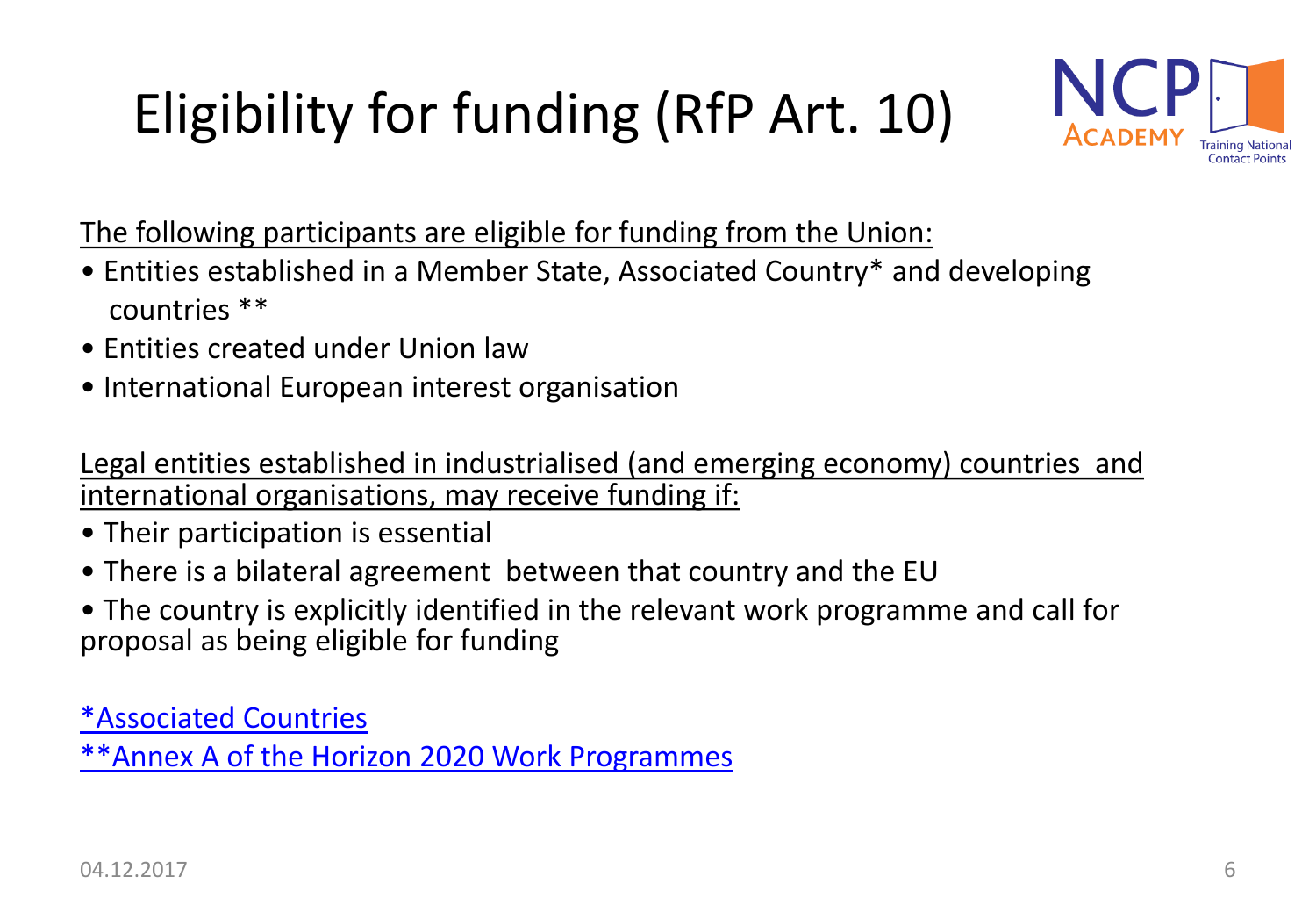# Eligibility for funding (RfP Art. 10)

The following participants are eligible for funding from the Union:

- Entities established in a Member State, Associated Country* and developing countries **
- Entities created under Union law
- International European interest organisation

Legal entities established in industrialised (and emerging economy) countries and international organisations, may receive funding if:

- Their participation is essential
- There is a bilateral agreement between that country and the EU
- The country is explicitly identified in the relevant work programme and call for proposal as being eligible for funding

*Associated Countries

**Annex A of the Horizon 2020 Work Programmes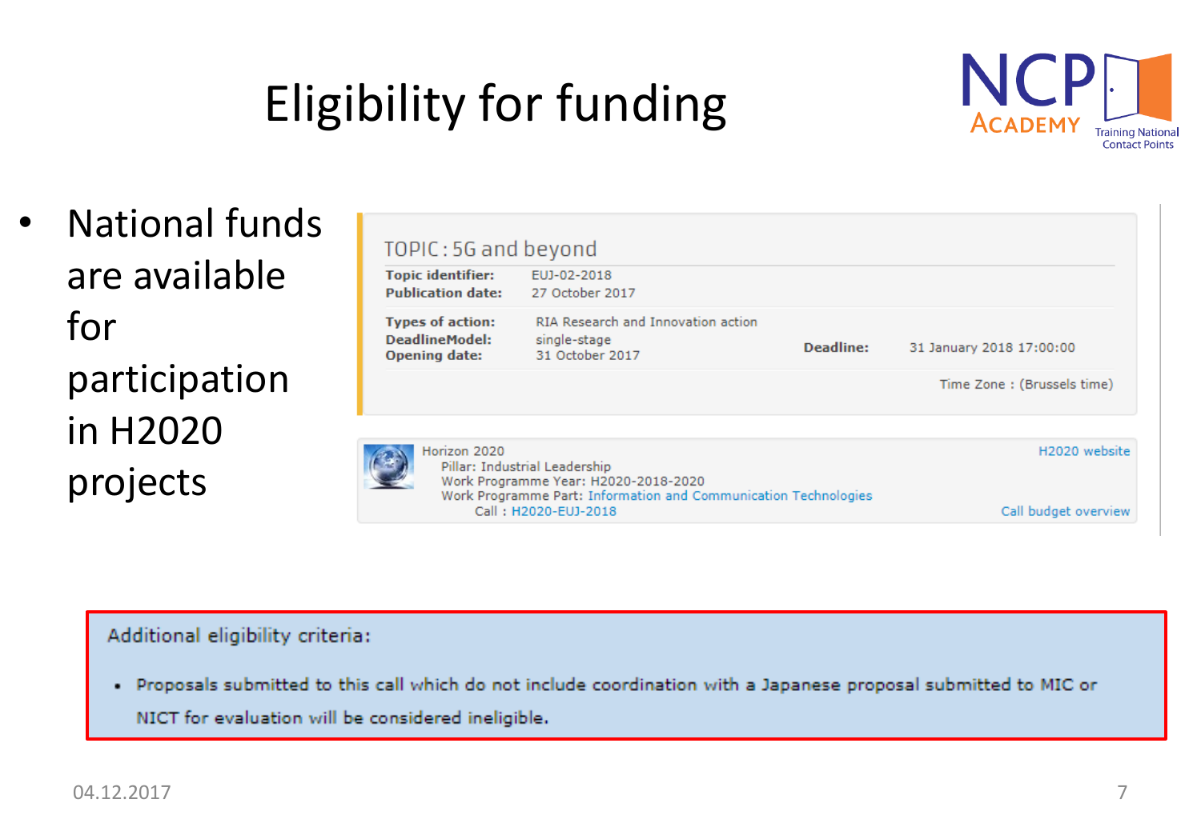# Eligibility for funding

- National funds are available for participation in H2020 projects

TOPIC : 5G and beyond

**Topic identifier:** EUJ-02-2018
**Publication date:** 27 October 2017

**Types of action:** RIA Research and Innovation action
**DeadlineModel:** single-stage
**Opening date:** 31 October 2017
**Deadline:** 31 January 2018 17:00:00

Time Zone : (Brussels time)

Horizon 2020
Pillar: Industrial Leadership
Work Programme Year: H2020-2018-2020
Work Programme Part: Information and Communication Technologies
Call : H2020-EUJ-2018

H2020 website
Call budget overview

Additional eligibility criteria:

- Proposals submitted to this call which do not include coordination with a Japanese proposal submitted to MIC or NICT for evaluation will be considered ineligible.

04.12.2017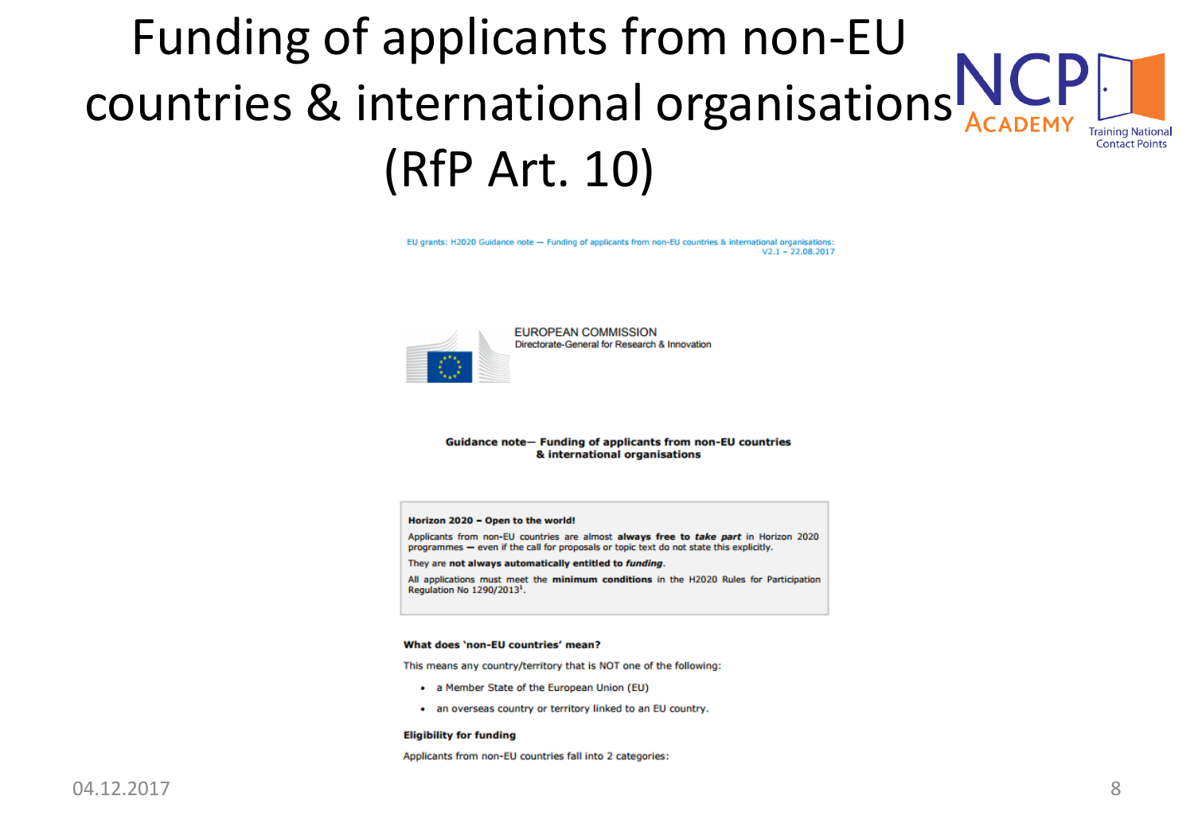# Funding of applicants from non-EU countries & international organisations (RfP Art. 10)

EU grants: H2020 Guidance note — Funding of applicants from non-EU countries & international organisations:
V2.1 – 22.08.2017

EUROPEAN COMMISSION
Directorate-General for Research & Innovation

**Guidance note— Funding of applicants from non-EU countries & international organisations**

> **Horizon 2020 – Open to the world!**
>
> Applicants from non-EU countries are almost **always free to *take part*** in Horizon 2020 programmes — even if the call for proposals or topic text do not state this explicitly.
>
> They are **not always automatically entitled to *funding***.
>
> All applications must meet the **minimum conditions** in the H2020 Rules for Participation Regulation No 1290/2013[1].

**What does 'non-EU countries' mean?**

This means any country/territory that is NOT one of the following:

- a Member State of the European Union (EU)
- an overseas country or territory linked to an EU country.

**Eligibility for funding**

Applicants from non-EU countries fall into 2 categories: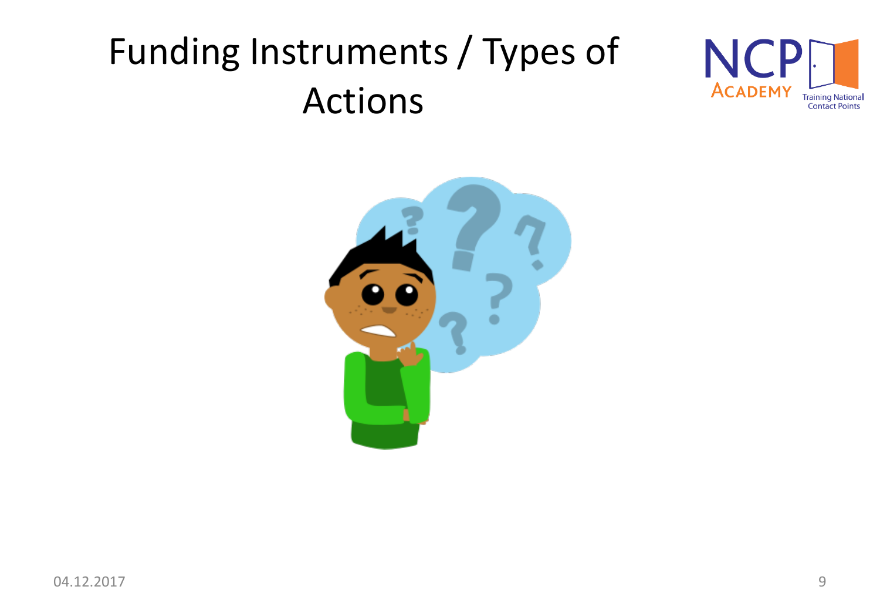# Funding Instruments / Types of Actions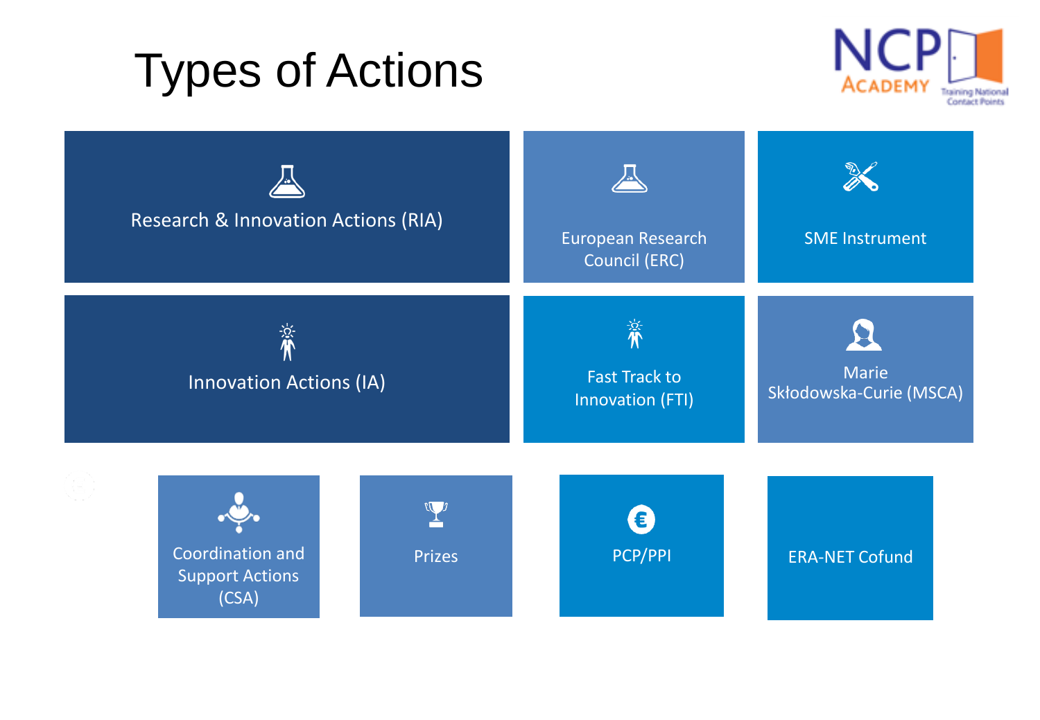# Types of Actions

- Research & Innovation Actions (RIA)
- European Research Council (ERC)
- SME Instrument
- Innovation Actions (IA)
- Fast Track to Innovation (FTI)
- Marie Skłodowska-Curie (MSCA)
- Coordination and Support Actions (CSA)
- Prizes
- PCP/PPI
- ERA-NET Cofund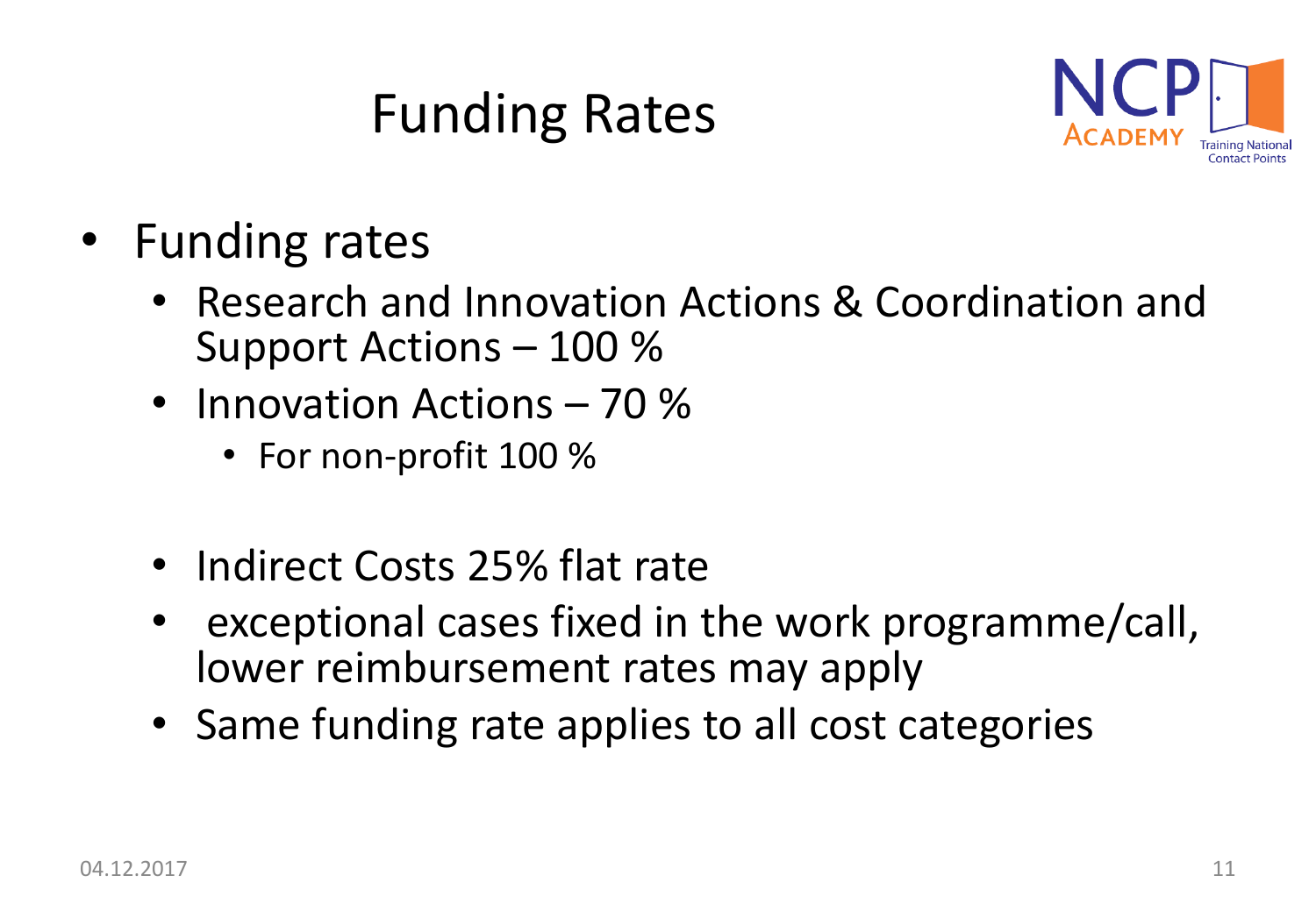# Funding Rates

- Funding rates
  - Research and Innovation Actions & Coordination and Support Actions – 100 %
  - Innovation Actions – 70 %
    - For non-profit 100 %

  - Indirect Costs 25% flat rate
  - exceptional cases fixed in the work programme/call, lower reimbursement rates may apply
  - Same funding rate applies to all cost categories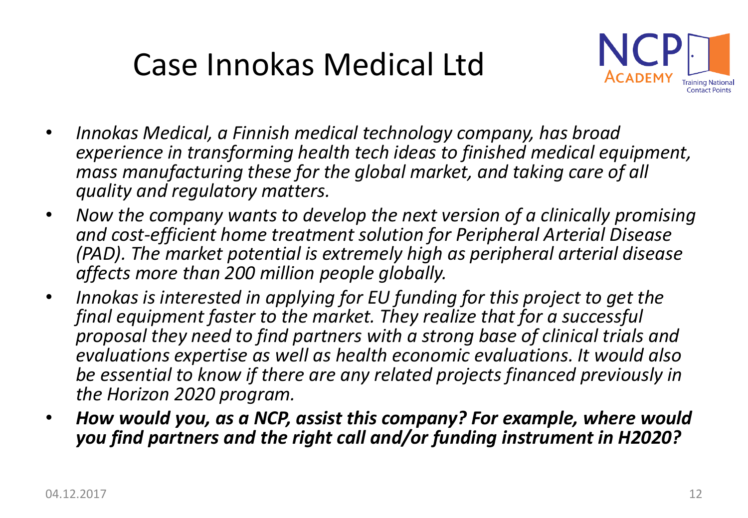# Case Innokas Medical Ltd

- *Innokas Medical, a Finnish medical technology company, has broad experience in transforming health tech ideas to finished medical equipment, mass manufacturing these for the global market, and taking care of all quality and regulatory matters.*
- *Now the company wants to develop the next version of a clinically promising and cost-efficient home treatment solution for Peripheral Arterial Disease (PAD). The market potential is extremely high as peripheral arterial disease affects more than 200 million people globally.*
- *Innokas is interested in applying for EU funding for this project to get the final equipment faster to the market. They realize that for a successful proposal they need to find partners with a strong base of clinical trials and evaluations expertise as well as health economic evaluations. It would also be essential to know if there are any related projects financed previously in the Horizon 2020 program.*
- ***How would you, as a NCP, assist this company? For example, where would you find partners and the right call and/or funding instrument in H2020?***